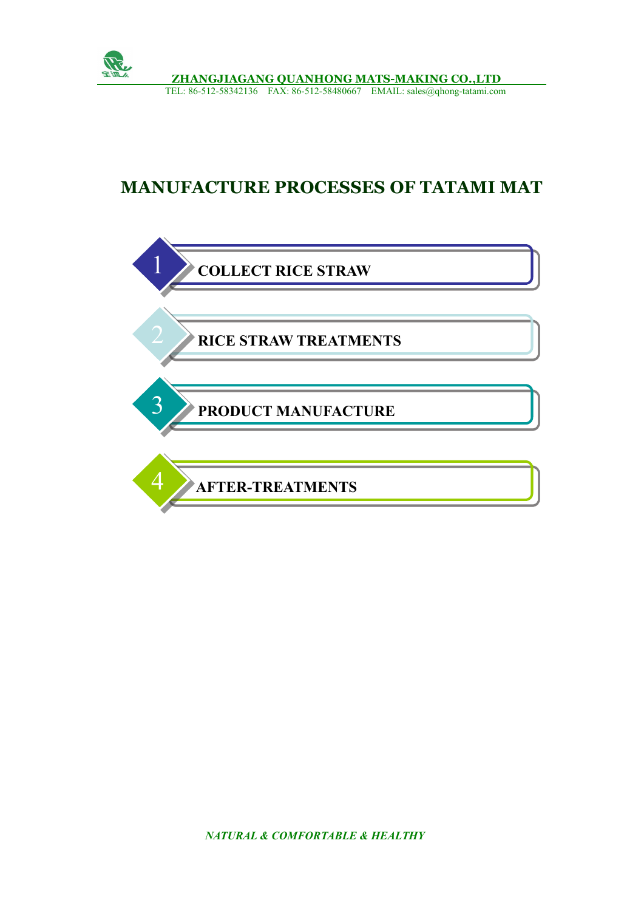# MANUFACTURE PROCESSES OF TATAMI MAT

1. COLLECT RICE STRAW
2. RICE STRAW TREATMENTS
3. PRODUCT MANUFACTURE
4. AFTER-TREATMENTS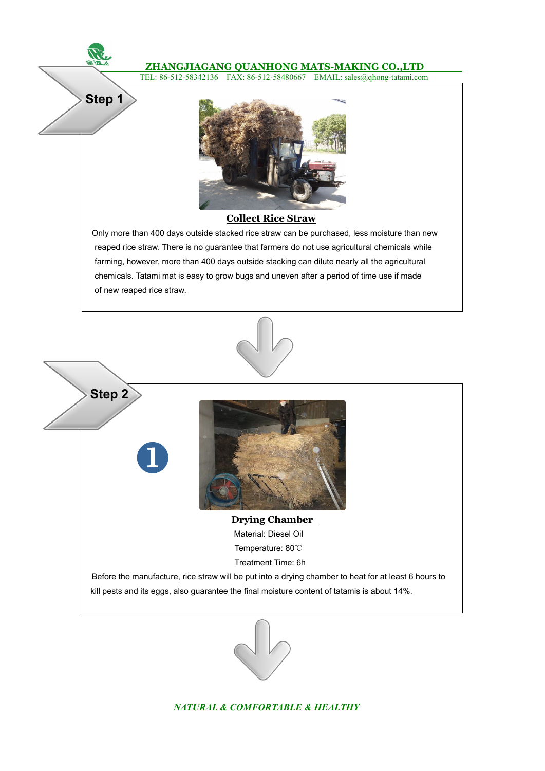## Step 1

### Collect Rice Straw

Only more than 400 days outside stacked rice straw can be purchased, less moisture than new reaped rice straw. There is no guarantee that farmers do not use agricultural chemicals while farming, however, more than 400 days outside stacking can dilute nearly all the agricultural chemicals. Tatami mat is easy to grow bugs and uneven after a period of time use if made of new reaped rice straw.

## Step 2

1

### Drying Chamber

Material: Diesel Oil

Temperature: 80℃

Treatment Time: 6h

Before the manufacture, rice straw will be put into a drying chamber to heat for at least 6 hours to kill pests and its eggs, also guarantee the final moisture content of tatamis is about 14%.

*NATURAL & COMFORTABLE & HEALTHY*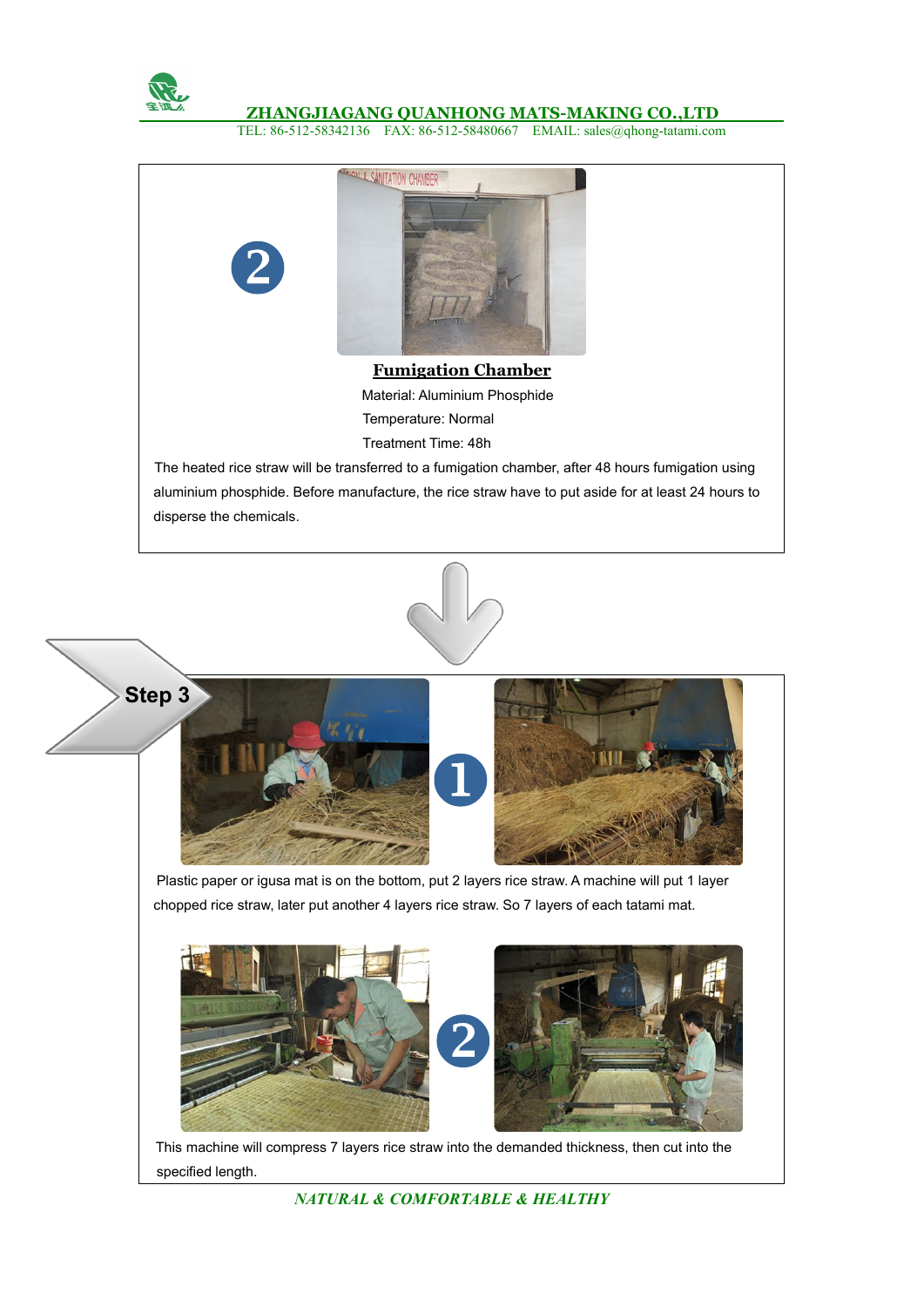2

## Fumigation Chamber

Material: Aluminium Phosphide

Temperature: Normal

Treatment Time: 48h

The heated rice straw will be transferred to a fumigation chamber, after 48 hours fumigation using aluminium phosphide. Before manufacture, the rice straw have to put aside for at least 24 hours to disperse the chemicals.

## Step 3

1

Plastic paper or igusa mat is on the bottom, put 2 layers rice straw. A machine will put 1 layer chopped rice straw, later put another 4 layers rice straw. So 7 layers of each tatami mat.

2

This machine will compress 7 layers rice straw into the demanded thickness, then cut into the specified length.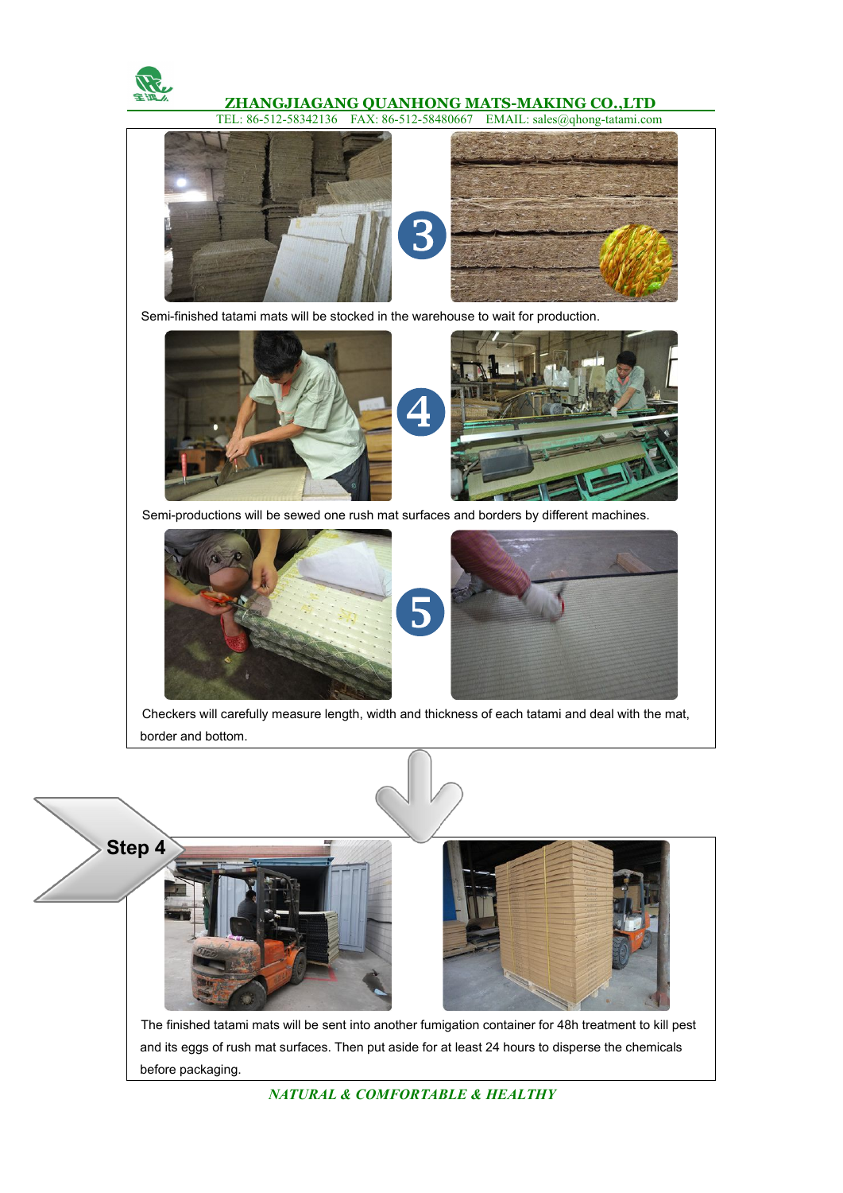Semi-finished tatami mats will be stocked in the warehouse to wait for production.

Semi-productions will be sewed one rush mat surfaces and borders by different machines.

Checkers will carefully measure length, width and thickness of each tatami and deal with the mat, border and bottom.

## Step 4

The finished tatami mats will be sent into another fumigation container for 48h treatment to kill pest and its eggs of rush mat surfaces. Then put aside for at least 24 hours to disperse the chemicals before packaging.

*NATURAL & COMFORTABLE & HEALTHY*